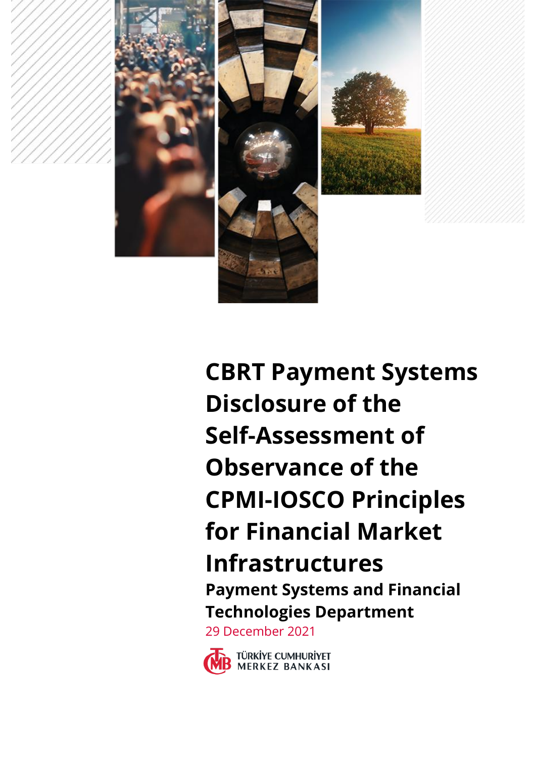# CBRT Payment Systems Disclosure of the Self-Assessment of Observance of the CPMI-IOSCO Principles for Financial Market Infrastructures

**Payment Systems and Financial Technologies Department**

29 December 2021

TÜRKİYE CUMHURİYET MERKEZ BANKASI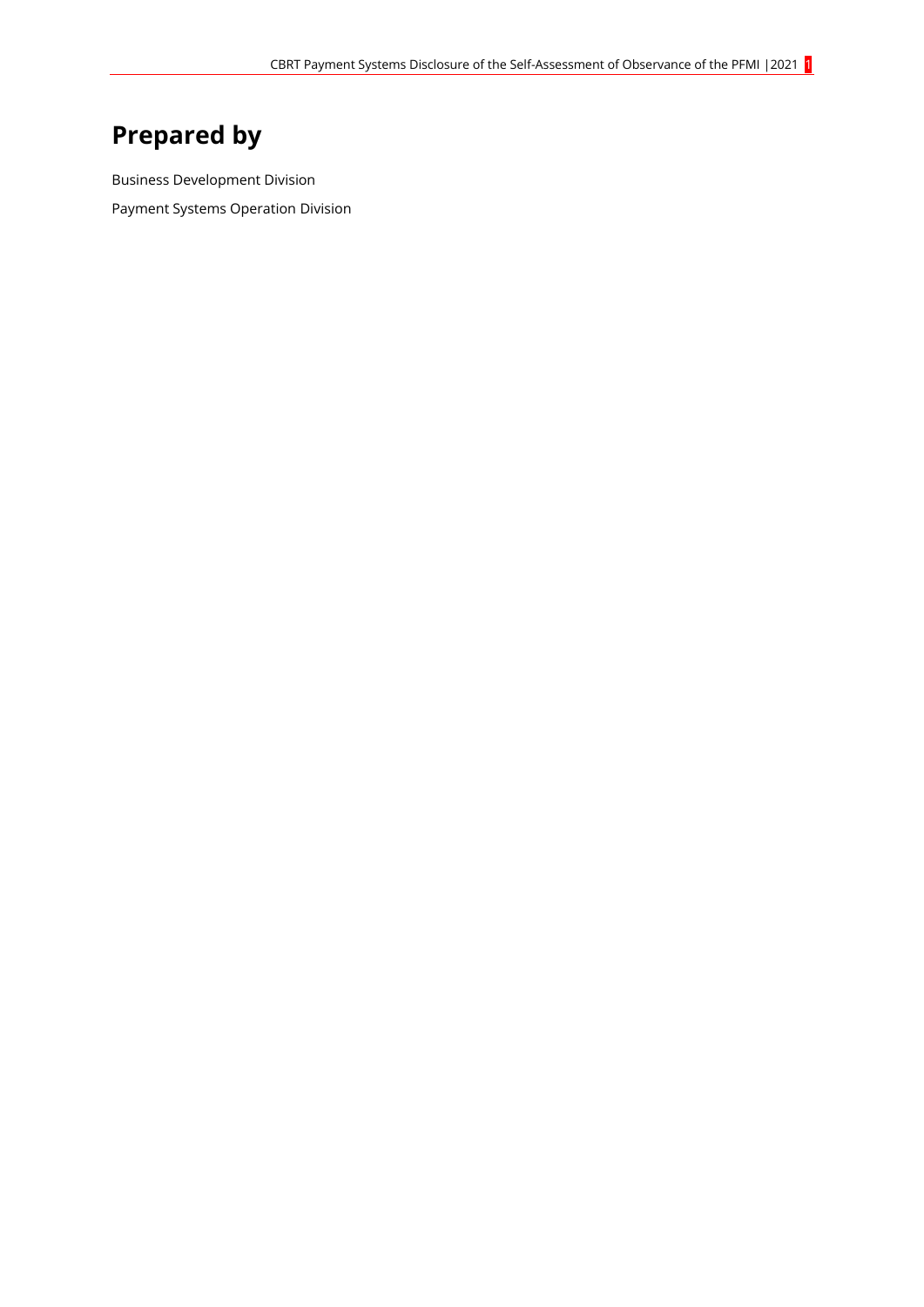# Prepared by

Business Development Division

Payment Systems Operation Division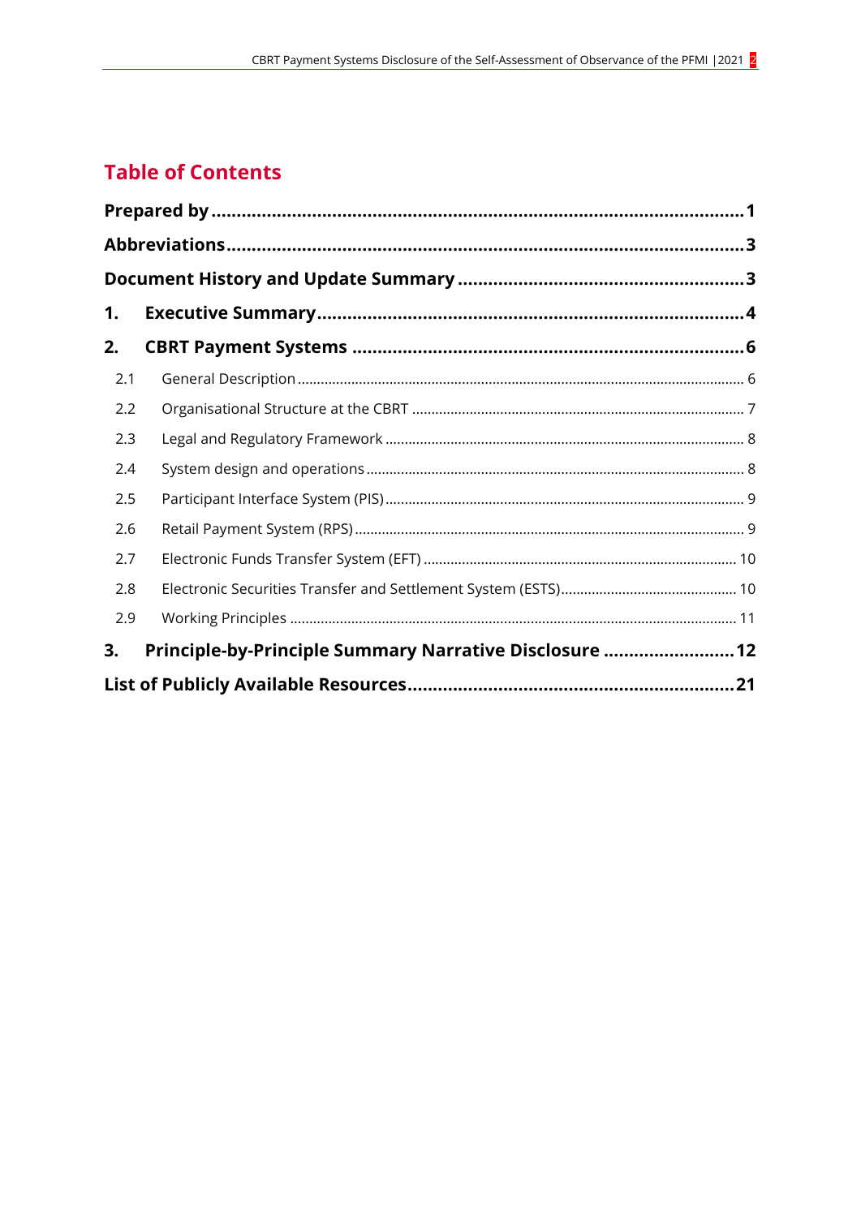## Table of Contents

**Prepared by** .......... **1**

**Abbreviations** .......... **3**

**Document History and Update Summary** .......... **3**

**1. Executive Summary** .......... **4**

**2. CBRT Payment Systems** .......... **6**

- 2.1 General Description .......... 6
- 2.2 Organisational Structure at the CBRT .......... 7
- 2.3 Legal and Regulatory Framework .......... 8
- 2.4 System design and operations .......... 8
- 2.5 Participant Interface System (PIS) .......... 9
- 2.6 Retail Payment System (RPS) .......... 9
- 2.7 Electronic Funds Transfer System (EFT) .......... 10
- 2.8 Electronic Securities Transfer and Settlement System (ESTS) .......... 10
- 2.9 Working Principles .......... 11

**3. Principle-by-Principle Summary Narrative Disclosure** .......... **12**

**List of Publicly Available Resources** .......... **21**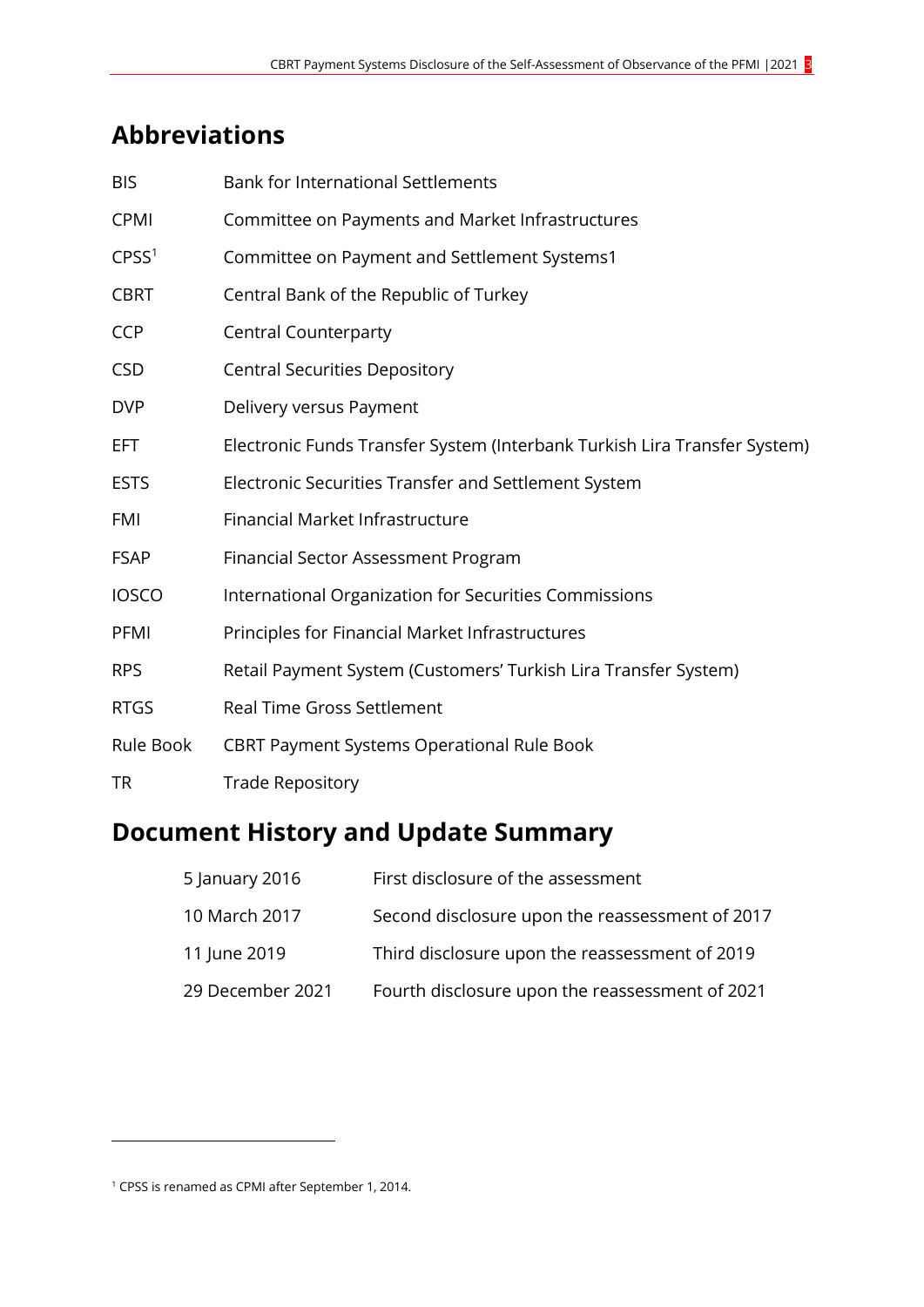## Abbreviations

| | |
|---|---|
| BIS | Bank for International Settlements |
| CPMI | Committee on Payments and Market Infrastructures |
| CPSS[1] | Committee on Payment and Settlement Systems1 |
| CBRT | Central Bank of the Republic of Turkey |
| CCP | Central Counterparty |
| CSD | Central Securities Depository |
| DVP | Delivery versus Payment |
| EFT | Electronic Funds Transfer System (Interbank Turkish Lira Transfer System) |
| ESTS | Electronic Securities Transfer and Settlement System |
| FMI | Financial Market Infrastructure |
| FSAP | Financial Sector Assessment Program |
| IOSCO | International Organization for Securities Commissions |
| PFMI | Principles for Financial Market Infrastructures |
| RPS | Retail Payment System (Customers' Turkish Lira Transfer System) |
| RTGS | Real Time Gross Settlement |
| Rule Book | CBRT Payment Systems Operational Rule Book |
| TR | Trade Repository |

## Document History and Update Summary

| | |
|---|---|
| 5 January 2016 | First disclosure of the assessment |
| 10 March 2017 | Second disclosure upon the reassessment of 2017 |
| 11 June 2019 | Third disclosure upon the reassessment of 2019 |
| 29 December 2021 | Fourth disclosure upon the reassessment of 2021 |

[1] CPSS is renamed as CPMI after September 1, 2014.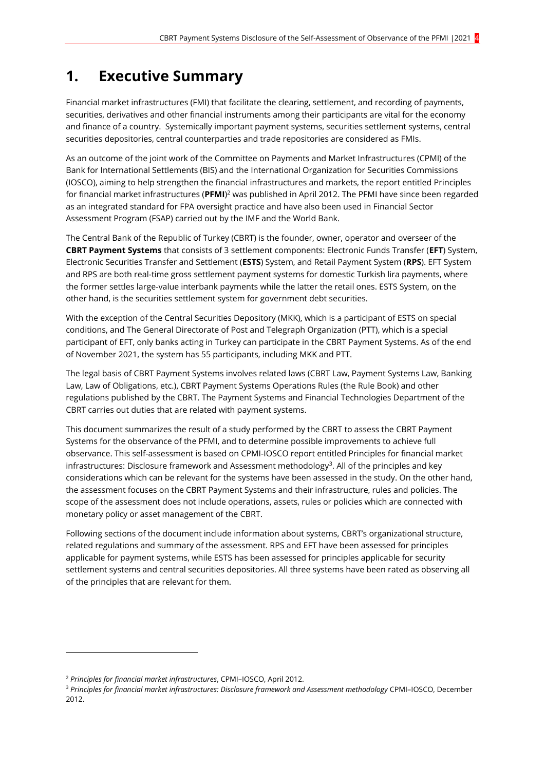# 1. Executive Summary

Financial market infrastructures (FMI) that facilitate the clearing, settlement, and recording of payments, securities, derivatives and other financial instruments among their participants are vital for the economy and finance of a country. Systemically important payment systems, securities settlement systems, central securities depositories, central counterparties and trade repositories are considered as FMIs.

As an outcome of the joint work of the Committee on Payments and Market Infrastructures (CPMI) of the Bank for International Settlements (BIS) and the International Organization for Securities Commissions (IOSCO), aiming to help strengthen the financial infrastructures and markets, the report entitled Principles for financial market infrastructures (**PFMI**)[2] was published in April 2012. The PFMI have since been regarded as an integrated standard for FPA oversight practice and have also been used in Financial Sector Assessment Program (FSAP) carried out by the IMF and the World Bank.

The Central Bank of the Republic of Turkey (CBRT) is the founder, owner, operator and overseer of the **CBRT Payment Systems** that consists of 3 settlement components: Electronic Funds Transfer (**EFT**) System, Electronic Securities Transfer and Settlement (**ESTS**) System, and Retail Payment System (**RPS**). EFT System and RPS are both real-time gross settlement payment systems for domestic Turkish lira payments, where the former settles large-value interbank payments while the latter the retail ones. ESTS System, on the other hand, is the securities settlement system for government debt securities.

With the exception of the Central Securities Depository (MKK), which is a participant of ESTS on special conditions, and The General Directorate of Post and Telegraph Organization (PTT), which is a special participant of EFT, only banks acting in Turkey can participate in the CBRT Payment Systems. As of the end of November 2021, the system has 55 participants, including MKK and PTT.

The legal basis of CBRT Payment Systems involves related laws (CBRT Law, Payment Systems Law, Banking Law, Law of Obligations, etc.), CBRT Payment Systems Operations Rules (the Rule Book) and other regulations published by the CBRT. The Payment Systems and Financial Technologies Department of the CBRT carries out duties that are related with payment systems.

This document summarizes the result of a study performed by the CBRT to assess the CBRT Payment Systems for the observance of the PFMI, and to determine possible improvements to achieve full observance. This self-assessment is based on CPMI-IOSCO report entitled Principles for financial market infrastructures: Disclosure framework and Assessment methodology[3]. All of the principles and key considerations which can be relevant for the systems have been assessed in the study. On the other hand, the assessment focuses on the CBRT Payment Systems and their infrastructure, rules and policies. The scope of the assessment does not include operations, assets, rules or policies which are connected with monetary policy or asset management of the CBRT.

Following sections of the document include information about systems, CBRT's organizational structure, related regulations and summary of the assessment. RPS and EFT have been assessed for principles applicable for payment systems, while ESTS has been assessed for principles applicable for security settlement systems and central securities depositories. All three systems have been rated as observing all of the principles that are relevant for them.

---

[2] *Principles for financial market infrastructures*, CPMI–IOSCO, April 2012.

[3] *Principles for financial market infrastructures: Disclosure framework and Assessment methodology* CPMI–IOSCO, December 2012.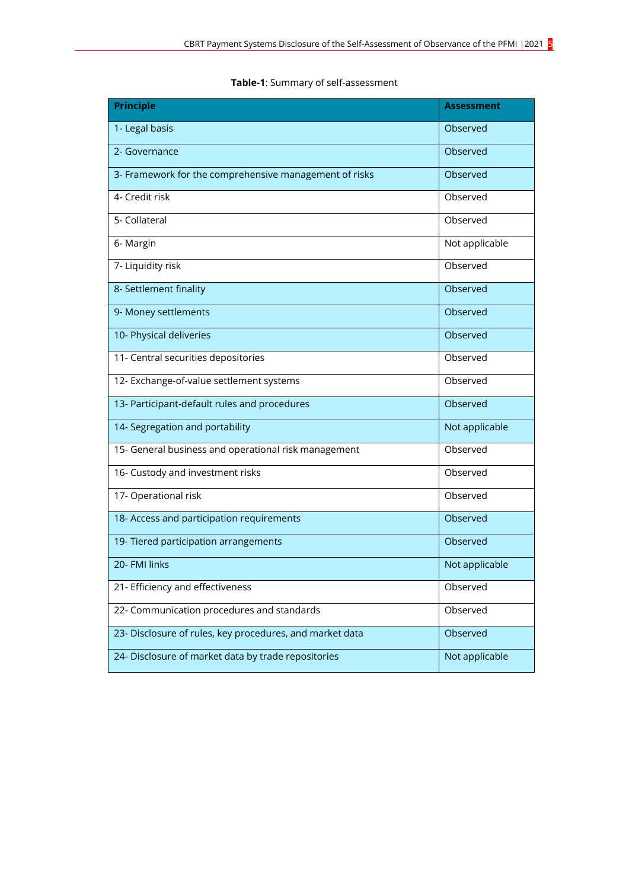**Table-1**: Summary of self-assessment

| Principle | Assessment |
|---|---|
| 1- Legal basis | Observed |
| 2- Governance | Observed |
| 3- Framework for the comprehensive management of risks | Observed |
| 4- Credit risk | Observed |
| 5- Collateral | Observed |
| 6- Margin | Not applicable |
| 7- Liquidity risk | Observed |
| 8- Settlement finality | Observed |
| 9- Money settlements | Observed |
| 10- Physical deliveries | Observed |
| 11- Central securities depositories | Observed |
| 12- Exchange-of-value settlement systems | Observed |
| 13- Participant-default rules and procedures | Observed |
| 14- Segregation and portability | Not applicable |
| 15- General business and operational risk management | Observed |
| 16- Custody and investment risks | Observed |
| 17- Operational risk | Observed |
| 18- Access and participation requirements | Observed |
| 19- Tiered participation arrangements | Observed |
| 20- FMI links | Not applicable |
| 21- Efficiency and effectiveness | Observed |
| 22- Communication procedures and standards | Observed |
| 23- Disclosure of rules, key procedures, and market data | Observed |
| 24- Disclosure of market data by trade repositories | Not applicable |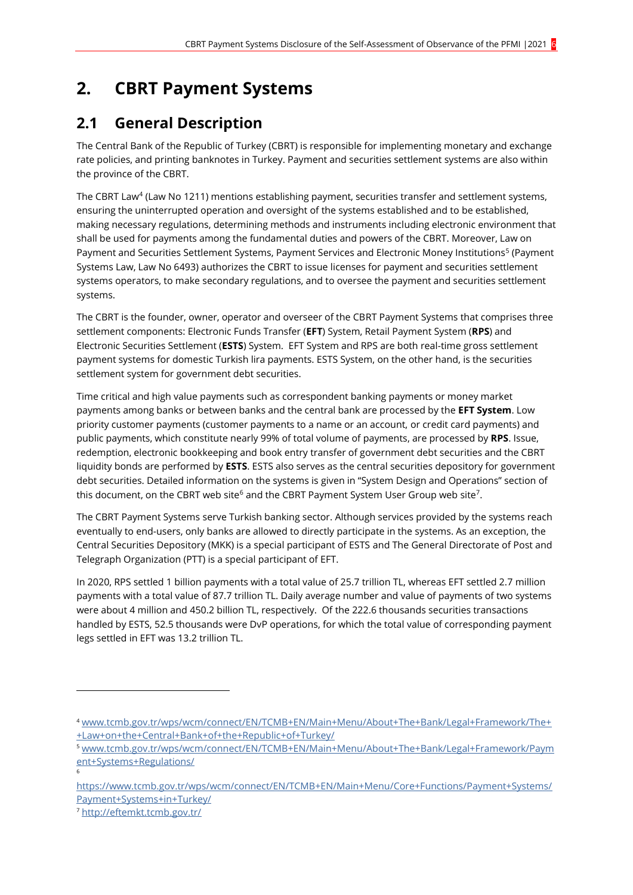# 2. CBRT Payment Systems

## 2.1 General Description

The Central Bank of the Republic of Turkey (CBRT) is responsible for implementing monetary and exchange rate policies, and printing banknotes in Turkey. Payment and securities settlement systems are also within the province of the CBRT.

The CBRT Law[4] (Law No 1211) mentions establishing payment, securities transfer and settlement systems, ensuring the uninterrupted operation and oversight of the systems established and to be established, making necessary regulations, determining methods and instruments including electronic environment that shall be used for payments among the fundamental duties and powers of the CBRT. Moreover, Law on Payment and Securities Settlement Systems, Payment Services and Electronic Money Institutions[5] (Payment Systems Law, Law No 6493) authorizes the CBRT to issue licenses for payment and securities settlement systems operators, to make secondary regulations, and to oversee the payment and securities settlement systems.

The CBRT is the founder, owner, operator and overseer of the CBRT Payment Systems that comprises three settlement components: Electronic Funds Transfer (**EFT**) System, Retail Payment System (**RPS**) and Electronic Securities Settlement (**ESTS**) System. EFT System and RPS are both real-time gross settlement payment systems for domestic Turkish lira payments. ESTS System, on the other hand, is the securities settlement system for government debt securities.

Time critical and high value payments such as correspondent banking payments or money market payments among banks or between banks and the central bank are processed by the **EFT System**. Low priority customer payments (customer payments to a name or an account, or credit card payments) and public payments, which constitute nearly 99% of total volume of payments, are processed by **RPS**. Issue, redemption, electronic bookkeeping and book entry transfer of government debt securities and the CBRT liquidity bonds are performed by **ESTS**. ESTS also serves as the central securities depository for government debt securities. Detailed information on the systems is given in "System Design and Operations" section of this document, on the CBRT web site[6] and the CBRT Payment System User Group web site[7].

The CBRT Payment Systems serve Turkish banking sector. Although services provided by the systems reach eventually to end-users, only banks are allowed to directly participate in the systems. As an exception, the Central Securities Depository (MKK) is a special participant of ESTS and The General Directorate of Post and Telegraph Organization (PTT) is a special participant of EFT.

In 2020, RPS settled 1 billion payments with a total value of 25.7 trillion TL, whereas EFT settled 2.7 million payments with a total value of 87.7 trillion TL. Daily average number and value of payments of two systems were about 4 million and 450.2 billion TL, respectively. Of the 222.6 thousands securities transactions handled by ESTS, 52.5 thousands were DvP operations, for which the total value of corresponding payment legs settled in EFT was 13.2 trillion TL.

---

[4] www.tcmb.gov.tr/wps/wcm/connect/EN/TCMB+EN/Main+Menu/About+The+Bank/Legal+Framework/The++Law+on+the+Central+Bank+of+the+Republic+of+Turkey/

[5] www.tcmb.gov.tr/wps/wcm/connect/EN/TCMB+EN/Main+Menu/About+The+Bank/Legal+Framework/Payment+Systems+Regulations/

[6] https://www.tcmb.gov.tr/wps/wcm/connect/EN/TCMB+EN/Main+Menu/Core+Functions/Payment+Systems/Payment+Systems+in+Turkey/

[7] http://eftemkt.tcmb.gov.tr/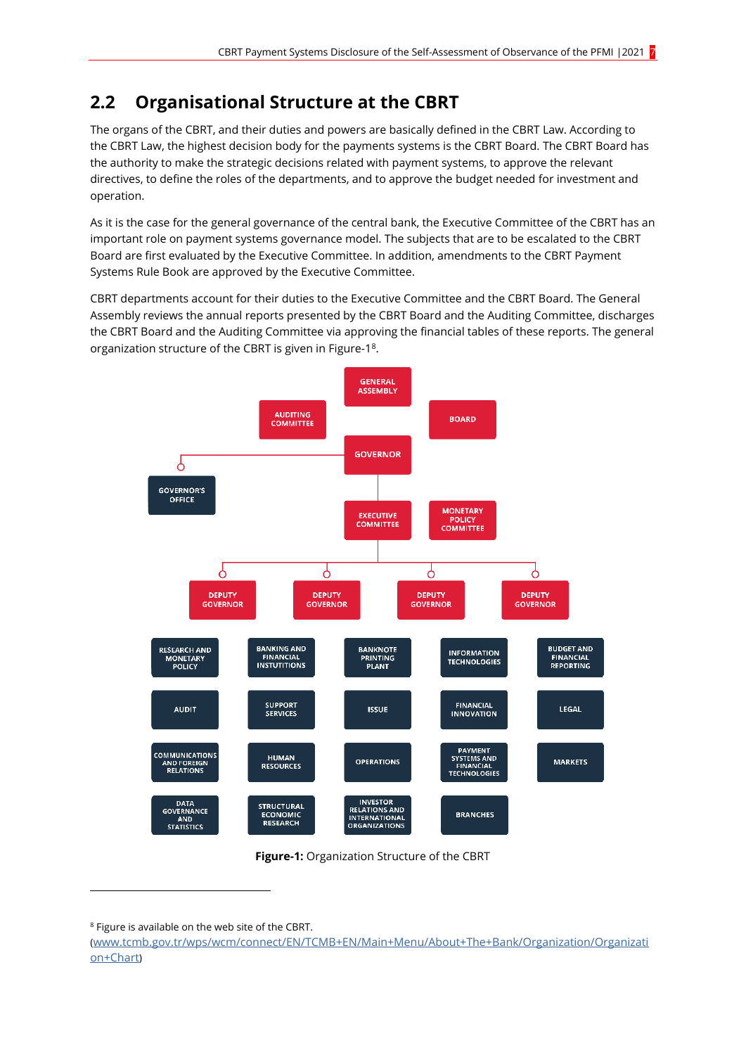## 2.2 Organisational Structure at the CBRT

The organs of the CBRT, and their duties and powers are basically defined in the CBRT Law. According to the CBRT Law, the highest decision body for the payments systems is the CBRT Board. The CBRT Board has the authority to make the strategic decisions related with payment systems, to approve the relevant directives, to define the roles of the departments, and to approve the budget needed for investment and operation.

As it is the case for the general governance of the central bank, the Executive Committee of the CBRT has an important role on payment systems governance model. The subjects that are to be escalated to the CBRT Board are first evaluated by the Executive Committee. In addition, amendments to the CBRT Payment Systems Rule Book are approved by the Executive Committee.

CBRT departments account for their duties to the Executive Committee and the CBRT Board. The General Assembly reviews the annual reports presented by the CBRT Board and the Auditing Committee, discharges the CBRT Board and the Auditing Committee via approving the financial tables of these reports. The general organization structure of the CBRT is given in Figure-1[8].

GENERAL ASSEMBLY

AUDITING COMMITTEE

BOARD

GOVERNOR

GOVERNOR'S OFFICE

EXECUTIVE COMMITTEE

MONETARY POLICY COMMITTEE

DEPUTY GOVERNOR | DEPUTY GOVERNOR | DEPUTY GOVERNOR | DEPUTY GOVERNOR

| | | | | |
|---|---|---|---|---|
| RESEARCH AND MONETARY POLICY | BANKING AND FINANCIAL INSTITUTIONS | BANKNOTE PRINTING PLANT | INFORMATION TECHNOLOGIES | BUDGET AND FINANCIAL REPORTING |
| AUDIT | SUPPORT SERVICES | ISSUE | FINANCIAL INNOVATION | LEGAL |
| COMMUNICATIONS AND FOREIGN RELATIONS | HUMAN RESOURCES | OPERATIONS | PAYMENT SYSTEMS AND FINANCIAL TECHNOLOGIES | MARKETS |
| DATA GOVERNANCE AND STATISTICS | STRUCTURAL ECONOMIC RESEARCH | INVESTOR RELATIONS AND INTERNATIONAL ORGANIZATIONS | BRANCHES | |

**Figure-1:** Organization Structure of the CBRT

[8] Figure is available on the web site of the CBRT. (www.tcmb.gov.tr/wps/wcm/connect/EN/TCMB+EN/Main+Menu/About+The+Bank/Organization/Organization+Chart)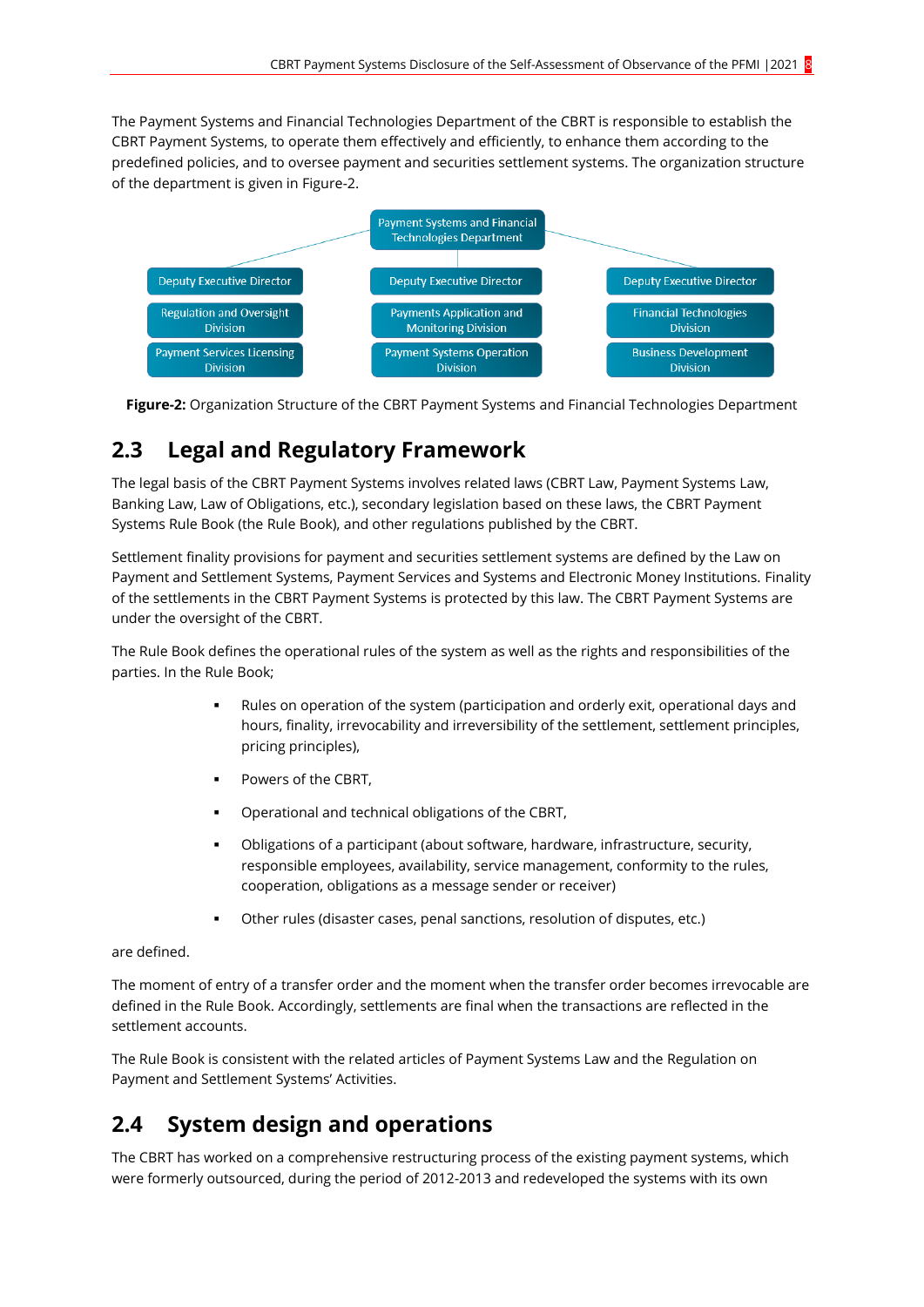The Payment Systems and Financial Technologies Department of the CBRT is responsible to establish the CBRT Payment Systems, to operate them effectively and efficiently, to enhance them according to the predefined policies, and to oversee payment and securities settlement systems. The organization structure of the department is given in Figure-2.

- Payment Systems and Financial Technologies Department
  - Deputy Executive Director
    - Regulation and Oversight Division
    - Payment Services Licensing Division
  - Deputy Executive Director
    - Payments Application and Monitoring Division
    - Payment Systems Operation Division
  - Deputy Executive Director
    - Financial Technologies Division
    - Business Development Division

**Figure-2:** Organization Structure of the CBRT Payment Systems and Financial Technologies Department

## 2.3 Legal and Regulatory Framework

The legal basis of the CBRT Payment Systems involves related laws (CBRT Law, Payment Systems Law, Banking Law, Law of Obligations, etc.), secondary legislation based on these laws, the CBRT Payment Systems Rule Book (the Rule Book), and other regulations published by the CBRT.

Settlement finality provisions for payment and securities settlement systems are defined by the Law on Payment and Settlement Systems, Payment Services and Systems and Electronic Money Institutions. Finality of the settlements in the CBRT Payment Systems is protected by this law. The CBRT Payment Systems are under the oversight of the CBRT.

The Rule Book defines the operational rules of the system as well as the rights and responsibilities of the parties. In the Rule Book;

- Rules on operation of the system (participation and orderly exit, operational days and hours, finality, irrevocability and irreversibility of the settlement, settlement principles, pricing principles),
- Powers of the CBRT,
- Operational and technical obligations of the CBRT,
- Obligations of a participant (about software, hardware, infrastructure, security, responsible employees, availability, service management, conformity to the rules, cooperation, obligations as a message sender or receiver)
- Other rules (disaster cases, penal sanctions, resolution of disputes, etc.)

are defined.

The moment of entry of a transfer order and the moment when the transfer order becomes irrevocable are defined in the Rule Book. Accordingly, settlements are final when the transactions are reflected in the settlement accounts.

The Rule Book is consistent with the related articles of Payment Systems Law and the Regulation on Payment and Settlement Systems' Activities.

## 2.4 System design and operations

The CBRT has worked on a comprehensive restructuring process of the existing payment systems, which were formerly outsourced, during the period of 2012-2013 and redeveloped the systems with its own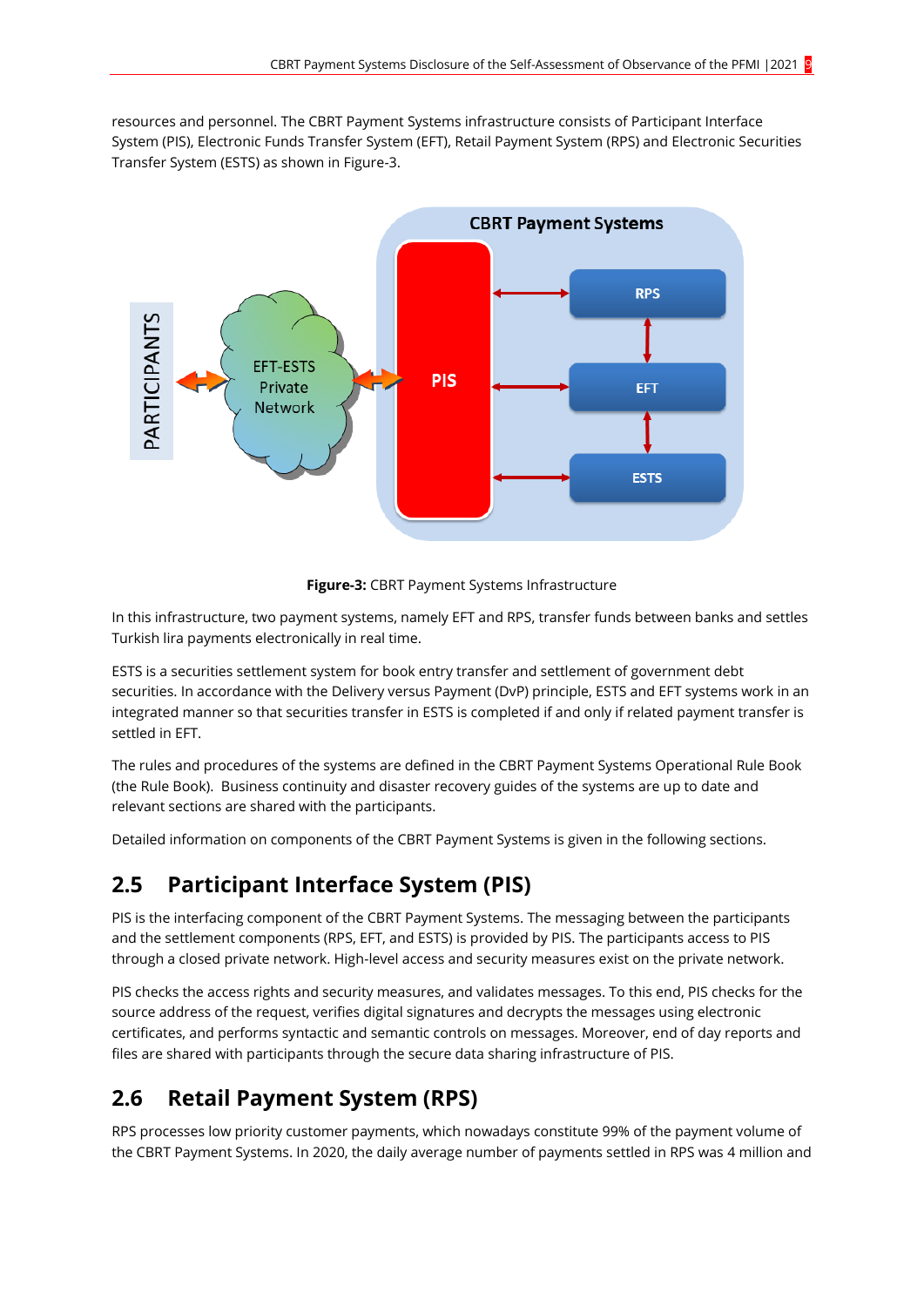resources and personnel. The CBRT Payment Systems infrastructure consists of Participant Interface System (PIS), Electronic Funds Transfer System (EFT), Retail Payment System (RPS) and Electronic Securities Transfer System (ESTS) as shown in Figure-3.

**Figure-3:** CBRT Payment Systems Infrastructure

In this infrastructure, two payment systems, namely EFT and RPS, transfer funds between banks and settles Turkish lira payments electronically in real time.

ESTS is a securities settlement system for book entry transfer and settlement of government debt securities. In accordance with the Delivery versus Payment (DvP) principle, ESTS and EFT systems work in an integrated manner so that securities transfer in ESTS is completed if and only if related payment transfer is settled in EFT.

The rules and procedures of the systems are defined in the CBRT Payment Systems Operational Rule Book (the Rule Book). Business continuity and disaster recovery guides of the systems are up to date and relevant sections are shared with the participants.

Detailed information on components of the CBRT Payment Systems is given in the following sections.

## 2.5 Participant Interface System (PIS)

PIS is the interfacing component of the CBRT Payment Systems. The messaging between the participants and the settlement components (RPS, EFT, and ESTS) is provided by PIS. The participants access to PIS through a closed private network. High-level access and security measures exist on the private network.

PIS checks the access rights and security measures, and validates messages. To this end, PIS checks for the source address of the request, verifies digital signatures and decrypts the messages using electronic certificates, and performs syntactic and semantic controls on messages. Moreover, end of day reports and files are shared with participants through the secure data sharing infrastructure of PIS.

## 2.6 Retail Payment System (RPS)

RPS processes low priority customer payments, which nowadays constitute 99% of the payment volume of the CBRT Payment Systems. In 2020, the daily average number of payments settled in RPS was 4 million and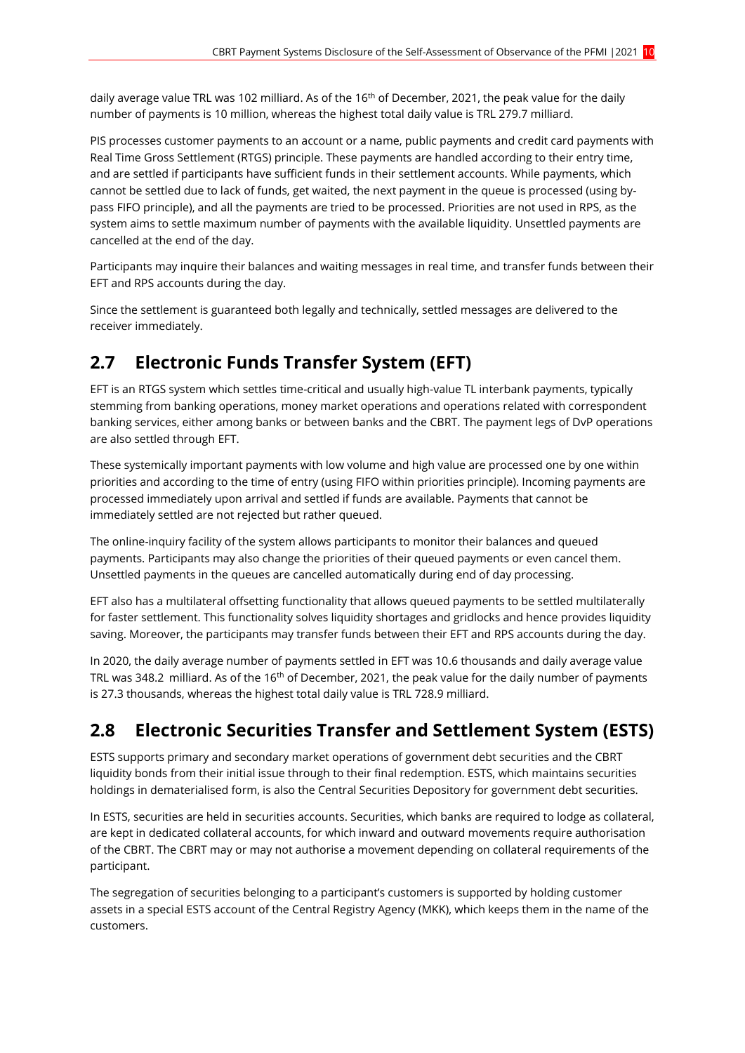daily average value TRL was 102 milliard. As of the 16th of December, 2021, the peak value for the daily number of payments is 10 million, whereas the highest total daily value is TRL 279.7 milliard.

PIS processes customer payments to an account or a name, public payments and credit card payments with Real Time Gross Settlement (RTGS) principle. These payments are handled according to their entry time, and are settled if participants have sufficient funds in their settlement accounts. While payments, which cannot be settled due to lack of funds, get waited, the next payment in the queue is processed (using by-pass FIFO principle), and all the payments are tried to be processed. Priorities are not used in RPS, as the system aims to settle maximum number of payments with the available liquidity. Unsettled payments are cancelled at the end of the day.

Participants may inquire their balances and waiting messages in real time, and transfer funds between their EFT and RPS accounts during the day.

Since the settlement is guaranteed both legally and technically, settled messages are delivered to the receiver immediately.

## 2.7 Electronic Funds Transfer System (EFT)

EFT is an RTGS system which settles time-critical and usually high-value TL interbank payments, typically stemming from banking operations, money market operations and operations related with correspondent banking services, either among banks or between banks and the CBRT. The payment legs of DvP operations are also settled through EFT.

These systemically important payments with low volume and high value are processed one by one within priorities and according to the time of entry (using FIFO within priorities principle). Incoming payments are processed immediately upon arrival and settled if funds are available. Payments that cannot be immediately settled are not rejected but rather queued.

The online-inquiry facility of the system allows participants to monitor their balances and queued payments. Participants may also change the priorities of their queued payments or even cancel them. Unsettled payments in the queues are cancelled automatically during end of day processing.

EFT also has a multilateral offsetting functionality that allows queued payments to be settled multilaterally for faster settlement. This functionality solves liquidity shortages and gridlocks and hence provides liquidity saving. Moreover, the participants may transfer funds between their EFT and RPS accounts during the day.

In 2020, the daily average number of payments settled in EFT was 10.6 thousands and daily average value TRL was 348.2 milliard. As of the 16th of December, 2021, the peak value for the daily number of payments is 27.3 thousands, whereas the highest total daily value is TRL 728.9 milliard.

## 2.8 Electronic Securities Transfer and Settlement System (ESTS)

ESTS supports primary and secondary market operations of government debt securities and the CBRT liquidity bonds from their initial issue through to their final redemption. ESTS, which maintains securities holdings in dematerialised form, is also the Central Securities Depository for government debt securities.

In ESTS, securities are held in securities accounts. Securities, which banks are required to lodge as collateral, are kept in dedicated collateral accounts, for which inward and outward movements require authorisation of the CBRT. The CBRT may or may not authorise a movement depending on collateral requirements of the participant.

The segregation of securities belonging to a participant's customers is supported by holding customer assets in a special ESTS account of the Central Registry Agency (MKK), which keeps them in the name of the customers.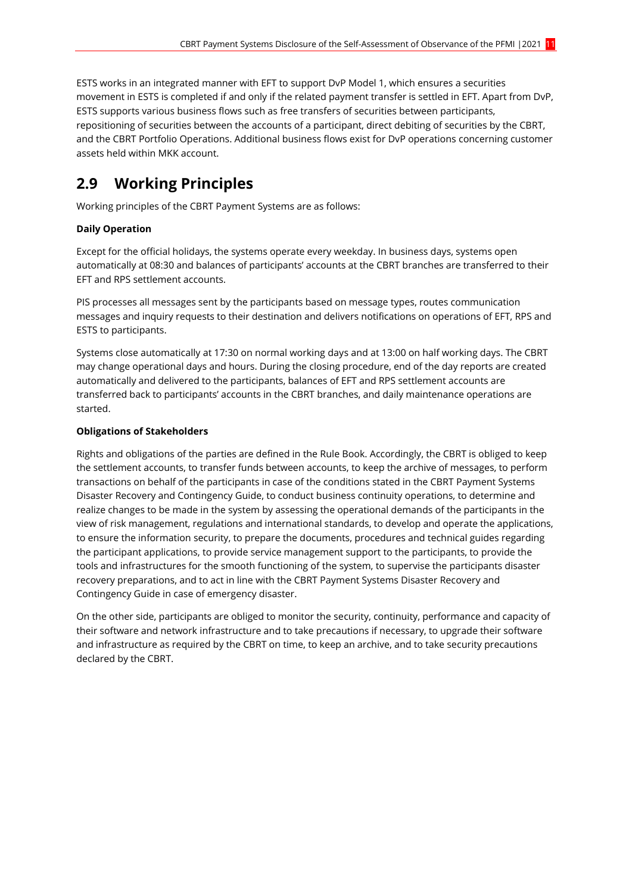ESTS works in an integrated manner with EFT to support DvP Model 1, which ensures a securities movement in ESTS is completed if and only if the related payment transfer is settled in EFT. Apart from DvP, ESTS supports various business flows such as free transfers of securities between participants, repositioning of securities between the accounts of a participant, direct debiting of securities by the CBRT, and the CBRT Portfolio Operations. Additional business flows exist for DvP operations concerning customer assets held within MKK account.

## 2.9 Working Principles

Working principles of the CBRT Payment Systems are as follows:

**Daily Operation**

Except for the official holidays, the systems operate every weekday. In business days, systems open automatically at 08:30 and balances of participants' accounts at the CBRT branches are transferred to their EFT and RPS settlement accounts.

PIS processes all messages sent by the participants based on message types, routes communication messages and inquiry requests to their destination and delivers notifications on operations of EFT, RPS and ESTS to participants.

Systems close automatically at 17:30 on normal working days and at 13:00 on half working days. The CBRT may change operational days and hours. During the closing procedure, end of the day reports are created automatically and delivered to the participants, balances of EFT and RPS settlement accounts are transferred back to participants' accounts in the CBRT branches, and daily maintenance operations are started.

**Obligations of Stakeholders**

Rights and obligations of the parties are defined in the Rule Book. Accordingly, the CBRT is obliged to keep the settlement accounts, to transfer funds between accounts, to keep the archive of messages, to perform transactions on behalf of the participants in case of the conditions stated in the CBRT Payment Systems Disaster Recovery and Contingency Guide, to conduct business continuity operations, to determine and realize changes to be made in the system by assessing the operational demands of the participants in the view of risk management, regulations and international standards, to develop and operate the applications, to ensure the information security, to prepare the documents, procedures and technical guides regarding the participant applications, to provide service management support to the participants, to provide the tools and infrastructures for the smooth functioning of the system, to supervise the participants disaster recovery preparations, and to act in line with the CBRT Payment Systems Disaster Recovery and Contingency Guide in case of emergency disaster.

On the other side, participants are obliged to monitor the security, continuity, performance and capacity of their software and network infrastructure and to take precautions if necessary, to upgrade their software and infrastructure as required by the CBRT on time, to keep an archive, and to take security precautions declared by the CBRT.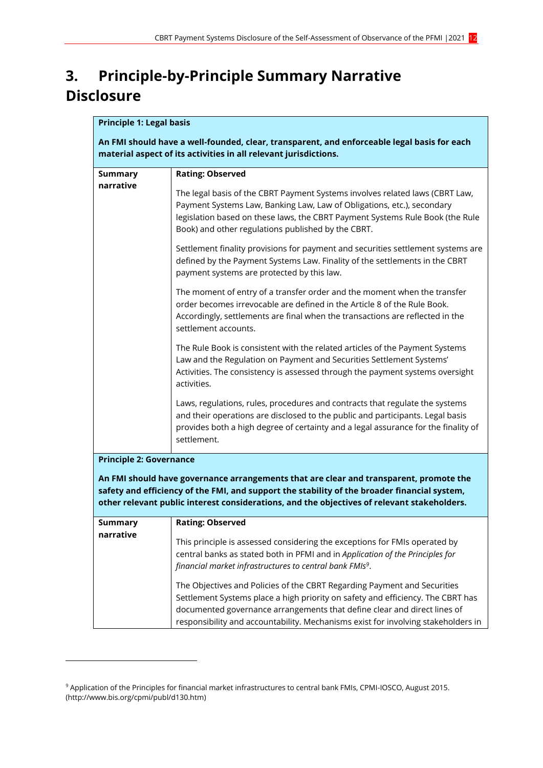# 3. Principle-by-Principle Summary Narrative Disclosure

| **Principle 1: Legal basis**<br><br>**An FMI should have a well-founded, clear, transparent, and enforceable legal basis for each material aspect of its activities in all relevant jurisdictions.** | |
|---|---|
| **Summary narrative** | **Rating: Observed**<br><br>The legal basis of the CBRT Payment Systems involves related laws (CBRT Law, Payment Systems Law, Banking Law, Law of Obligations, etc.), secondary legislation based on these laws, the CBRT Payment Systems Rule Book (the Rule Book) and other regulations published by the CBRT.<br><br>Settlement finality provisions for payment and securities settlement systems are defined by the Payment Systems Law. Finality of the settlements in the CBRT payment systems are protected by this law.<br><br>The moment of entry of a transfer order and the moment when the transfer order becomes irrevocable are defined in the Article 8 of the Rule Book. Accordingly, settlements are final when the transactions are reflected in the settlement accounts.<br><br>The Rule Book is consistent with the related articles of the Payment Systems Law and the Regulation on Payment and Securities Settlement Systems' Activities. The consistency is assessed through the payment systems oversight activities.<br><br>Laws, regulations, rules, procedures and contracts that regulate the systems and their operations are disclosed to the public and participants. Legal basis provides both a high degree of certainty and a legal assurance for the finality of settlement. |

| **Principle 2: Governance**<br><br>**An FMI should have governance arrangements that are clear and transparent, promote the safety and efficiency of the FMI, and support the stability of the broader financial system, other relevant public interest considerations, and the objectives of relevant stakeholders.** | |
|---|---|
| **Summary narrative** | **Rating: Observed**<br><br>This principle is assessed considering the exceptions for FMIs operated by central banks as stated both in PFMI and in *Application of the Principles for financial market infrastructures to central bank FMIs*[9].<br><br>The Objectives and Policies of the CBRT Regarding Payment and Securities Settlement Systems place a high priority on safety and efficiency. The CBRT has documented governance arrangements that define clear and direct lines of responsibility and accountability. Mechanisms exist for involving stakeholders in |

[9] Application of the Principles for financial market infrastructures to central bank FMIs, CPMI-IOSCO, August 2015. (http://www.bis.org/cpmi/publ/d130.htm)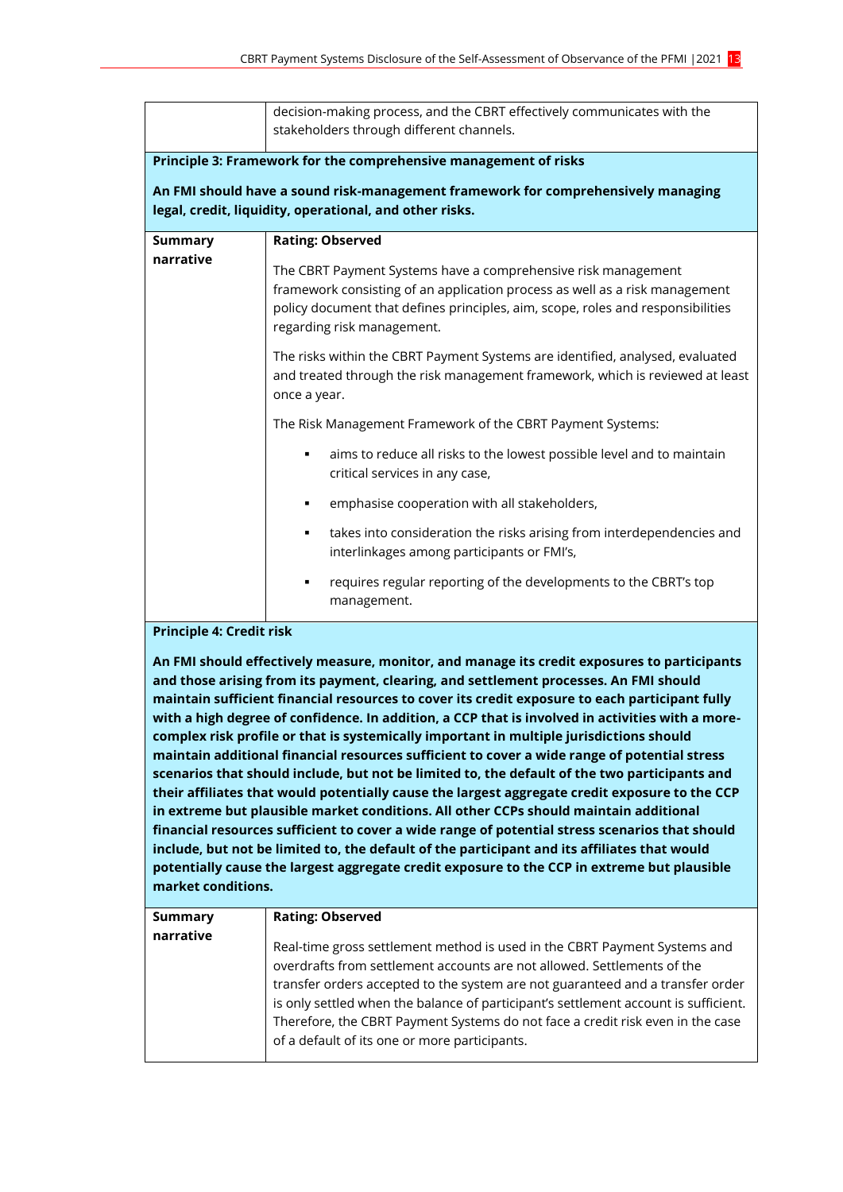| | decision-making process, and the CBRT effectively communicates with the stakeholders through different channels. |
|---|---|

**Principle 3: Framework for the comprehensive management of risks**

**An FMI should have a sound risk-management framework for comprehensively managing legal, credit, liquidity, operational, and other risks.**

| **Summary narrative** | **Rating: Observed**<br><br>The CBRT Payment Systems have a comprehensive risk management framework consisting of an application process as well as a risk management policy document that defines principles, aim, scope, roles and responsibilities regarding risk management.<br><br>The risks within the CBRT Payment Systems are identified, analysed, evaluated and treated through the risk management framework, which is reviewed at least once a year.<br><br>The Risk Management Framework of the CBRT Payment Systems:<br><br>▪ aims to reduce all risks to the lowest possible level and to maintain critical services in any case,<br><br>▪ emphasise cooperation with all stakeholders,<br><br>▪ takes into consideration the risks arising from interdependencies and interlinkages among participants or FMI's,<br><br>▪ requires regular reporting of the developments to the CBRT's top management. |
|---|---|

**Principle 4: Credit risk**

**An FMI should effectively measure, monitor, and manage its credit exposures to participants and those arising from its payment, clearing, and settlement processes. An FMI should maintain sufficient financial resources to cover its credit exposure to each participant fully with a high degree of confidence. In addition, a CCP that is involved in activities with a more-complex risk profile or that is systemically important in multiple jurisdictions should maintain additional financial resources sufficient to cover a wide range of potential stress scenarios that should include, but not be limited to, the default of the two participants and their affiliates that would potentially cause the largest aggregate credit exposure to the CCP in extreme but plausible market conditions. All other CCPs should maintain additional financial resources sufficient to cover a wide range of potential stress scenarios that should include, but not be limited to, the default of the participant and its affiliates that would potentially cause the largest aggregate credit exposure to the CCP in extreme but plausible market conditions.**

| **Summary narrative** | **Rating: Observed**<br><br>Real-time gross settlement method is used in the CBRT Payment Systems and overdrafts from settlement accounts are not allowed. Settlements of the transfer orders accepted to the system are not guaranteed and a transfer order is only settled when the balance of participant's settlement account is sufficient. Therefore, the CBRT Payment Systems do not face a credit risk even in the case of a default of its one or more participants. |
|---|---|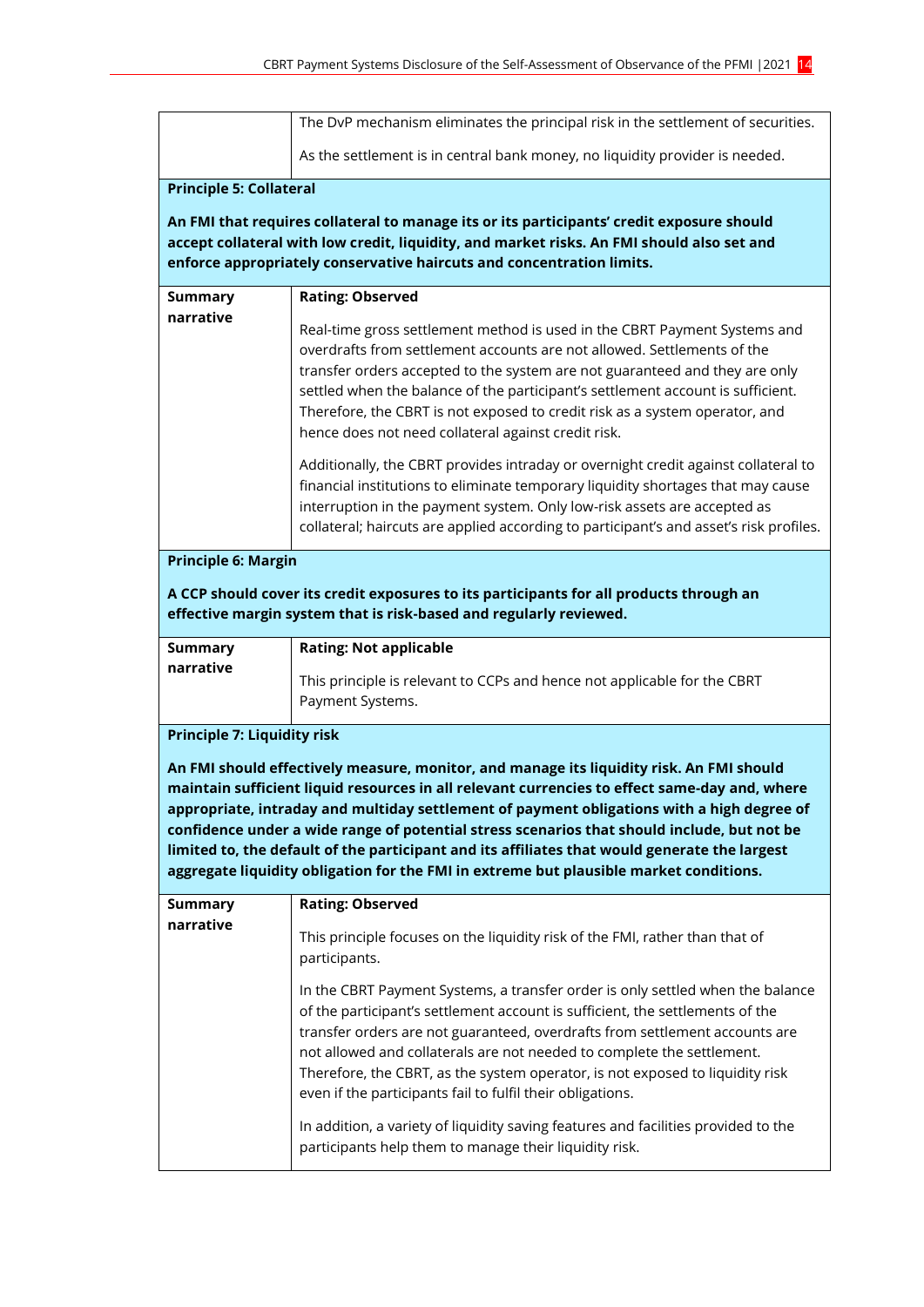| | |
|---|---|
| | The DvP mechanism eliminates the principal risk in the settlement of securities.<br><br>As the settlement is in central bank money, no liquidity provider is needed. |
| **Principle 5: Collateral**<br><br>**An FMI that requires collateral to manage its or its participants' credit exposure should accept collateral with low credit, liquidity, and market risks. An FMI should also set and enforce appropriately conservative haircuts and concentration limits.** | |
| **Summary narrative** | **Rating: Observed**<br><br>Real-time gross settlement method is used in the CBRT Payment Systems and overdrafts from settlement accounts are not allowed. Settlements of the transfer orders accepted to the system are not guaranteed and they are only settled when the balance of the participant's settlement account is sufficient. Therefore, the CBRT is not exposed to credit risk as a system operator, and hence does not need collateral against credit risk.<br><br>Additionally, the CBRT provides intraday or overnight credit against collateral to financial institutions to eliminate temporary liquidity shortages that may cause interruption in the payment system. Only low-risk assets are accepted as collateral; haircuts are applied according to participant's and asset's risk profiles. |
| **Principle 6: Margin**<br><br>**A CCP should cover its credit exposures to its participants for all products through an effective margin system that is risk-based and regularly reviewed.** | |
| **Summary narrative** | **Rating: Not applicable**<br><br>This principle is relevant to CCPs and hence not applicable for the CBRT Payment Systems. |
| **Principle 7: Liquidity risk**<br><br>**An FMI should effectively measure, monitor, and manage its liquidity risk. An FMI should maintain sufficient liquid resources in all relevant currencies to effect same-day and, where appropriate, intraday and multiday settlement of payment obligations with a high degree of confidence under a wide range of potential stress scenarios that should include, but not be limited to, the default of the participant and its affiliates that would generate the largest aggregate liquidity obligation for the FMI in extreme but plausible market conditions.** | |
| **Summary narrative** | **Rating: Observed**<br><br>This principle focuses on the liquidity risk of the FMI, rather than that of participants.<br><br>In the CBRT Payment Systems, a transfer order is only settled when the balance of the participant's settlement account is sufficient, the settlements of the transfer orders are not guaranteed, overdrafts from settlement accounts are not allowed and collaterals are not needed to complete the settlement. Therefore, the CBRT, as the system operator, is not exposed to liquidity risk even if the participants fail to fulfil their obligations.<br><br>In addition, a variety of liquidity saving features and facilities provided to the participants help them to manage their liquidity risk. |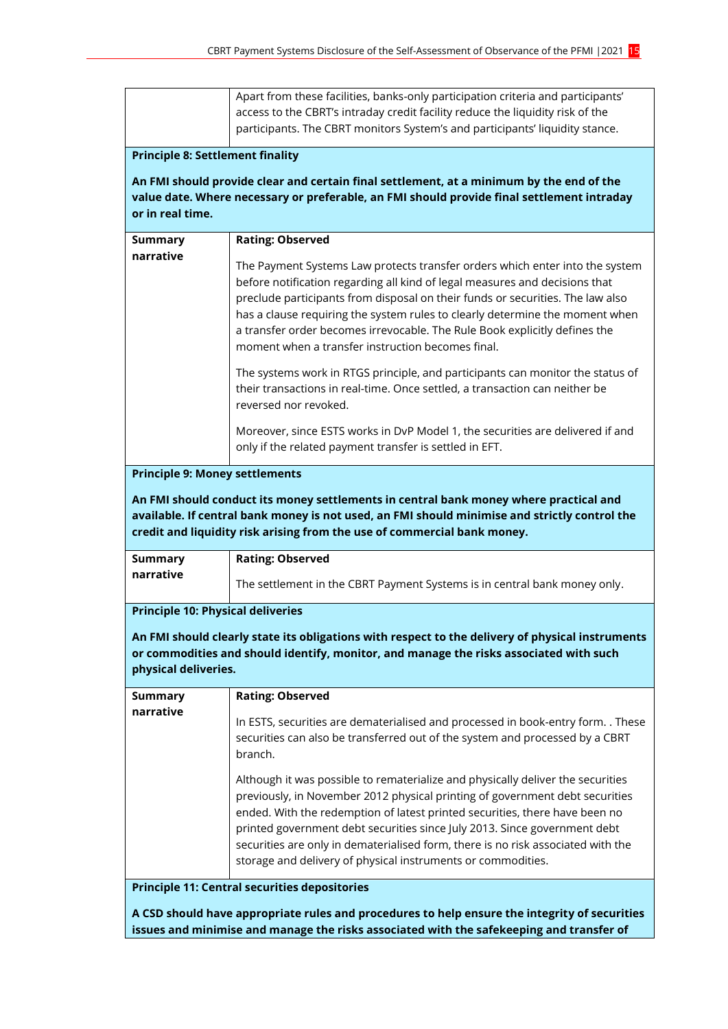| | |
|---|---|
| | Apart from these facilities, banks-only participation criteria and participants' access to the CBRT's intraday credit facility reduce the liquidity risk of the participants. The CBRT monitors System's and participants' liquidity stance. |

**Principle 8: Settlement finality**

**An FMI should provide clear and certain final settlement, at a minimum by the end of the value date. Where necessary or preferable, an FMI should provide final settlement intraday or in real time.**

| | |
|---|---|
| **Summary narrative** | **Rating: Observed**<br><br>The Payment Systems Law protects transfer orders which enter into the system before notification regarding all kind of legal measures and decisions that preclude participants from disposal on their funds or securities. The law also has a clause requiring the system rules to clearly determine the moment when a transfer order becomes irrevocable. The Rule Book explicitly defines the moment when a transfer instruction becomes final.<br><br>The systems work in RTGS principle, and participants can monitor the status of their transactions in real-time. Once settled, a transaction can neither be reversed nor revoked.<br><br>Moreover, since ESTS works in DvP Model 1, the securities are delivered if and only if the related payment transfer is settled in EFT. |

**Principle 9: Money settlements**

**An FMI should conduct its money settlements in central bank money where practical and available. If central bank money is not used, an FMI should minimise and strictly control the credit and liquidity risk arising from the use of commercial bank money.**

| | |
|---|---|
| **Summary narrative** | **Rating: Observed**<br><br>The settlement in the CBRT Payment Systems is in central bank money only. |

**Principle 10: Physical deliveries**

**An FMI should clearly state its obligations with respect to the delivery of physical instruments or commodities and should identify, monitor, and manage the risks associated with such physical deliveries.**

| | |
|---|---|
| **Summary narrative** | **Rating: Observed**<br><br>In ESTS, securities are dematerialised and processed in book-entry form. . These securities can also be transferred out of the system and processed by a CBRT branch.<br><br>Although it was possible to rematerialize and physically deliver the securities previously, in November 2012 physical printing of government debt securities ended. With the redemption of latest printed securities, there have been no printed government debt securities since July 2013. Since government debt securities are only in dematerialised form, there is no risk associated with the storage and delivery of physical instruments or commodities. |

**Principle 11: Central securities depositories**

**A CSD should have appropriate rules and procedures to help ensure the integrity of securities issues and minimise and manage the risks associated with the safekeeping and transfer of**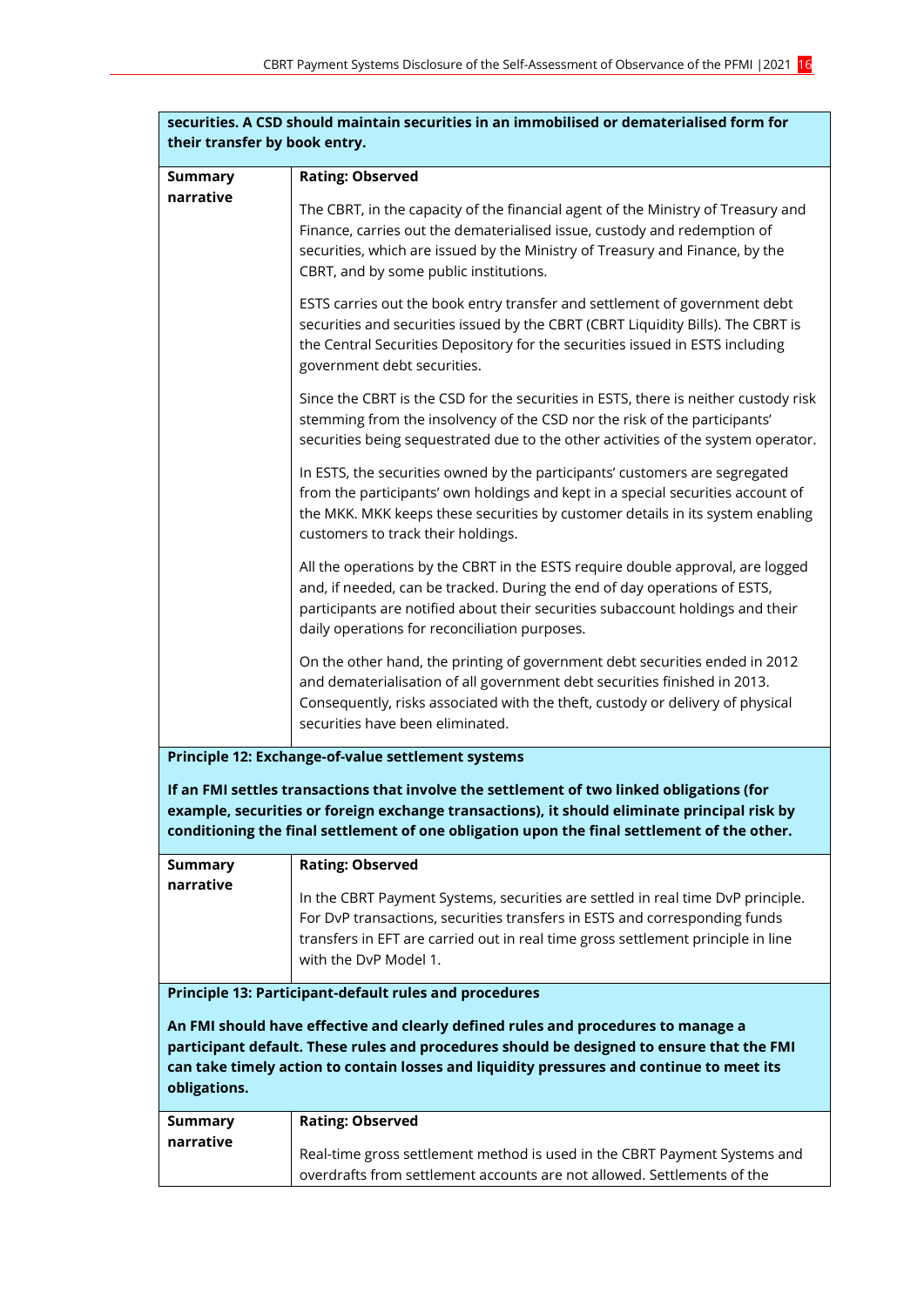**securities. A CSD should maintain securities in an immobilised or dematerialised form for their transfer by book entry.**

| | |
|---|---|
| **Summary narrative** | **Rating: Observed**<br><br>The CBRT, in the capacity of the financial agent of the Ministry of Treasury and Finance, carries out the dematerialised issue, custody and redemption of securities, which are issued by the Ministry of Treasury and Finance, by the CBRT, and by some public institutions.<br><br>ESTS carries out the book entry transfer and settlement of government debt securities and securities issued by the CBRT (CBRT Liquidity Bills). The CBRT is the Central Securities Depository for the securities issued in ESTS including government debt securities.<br><br>Since the CBRT is the CSD for the securities in ESTS, there is neither custody risk stemming from the insolvency of the CSD nor the risk of the participants' securities being sequestrated due to the other activities of the system operator.<br><br>In ESTS, the securities owned by the participants' customers are segregated from the participants' own holdings and kept in a special securities account of the MKK. MKK keeps these securities by customer details in its system enabling customers to track their holdings.<br><br>All the operations by the CBRT in the ESTS require double approval, are logged and, if needed, can be tracked. During the end of day operations of ESTS, participants are notified about their securities subaccount holdings and their daily operations for reconciliation purposes.<br><br>On the other hand, the printing of government debt securities ended in 2012 and dematerialisation of all government debt securities finished in 2013. Consequently, risks associated with the theft, custody or delivery of physical securities have been eliminated. |

**Principle 12: Exchange-of-value settlement systems**

**If an FMI settles transactions that involve the settlement of two linked obligations (for example, securities or foreign exchange transactions), it should eliminate principal risk by conditioning the final settlement of one obligation upon the final settlement of the other.**

| | |
|---|---|
| **Summary narrative** | **Rating: Observed**<br><br>In the CBRT Payment Systems, securities are settled in real time DvP principle. For DvP transactions, securities transfers in ESTS and corresponding funds transfers in EFT are carried out in real time gross settlement principle in line with the DvP Model 1. |

**Principle 13: Participant-default rules and procedures**

**An FMI should have effective and clearly defined rules and procedures to manage a participant default. These rules and procedures should be designed to ensure that the FMI can take timely action to contain losses and liquidity pressures and continue to meet its obligations.**

| | |
|---|---|
| **Summary narrative** | **Rating: Observed**<br><br>Real-time gross settlement method is used in the CBRT Payment Systems and overdrafts from settlement accounts are not allowed. Settlements of the |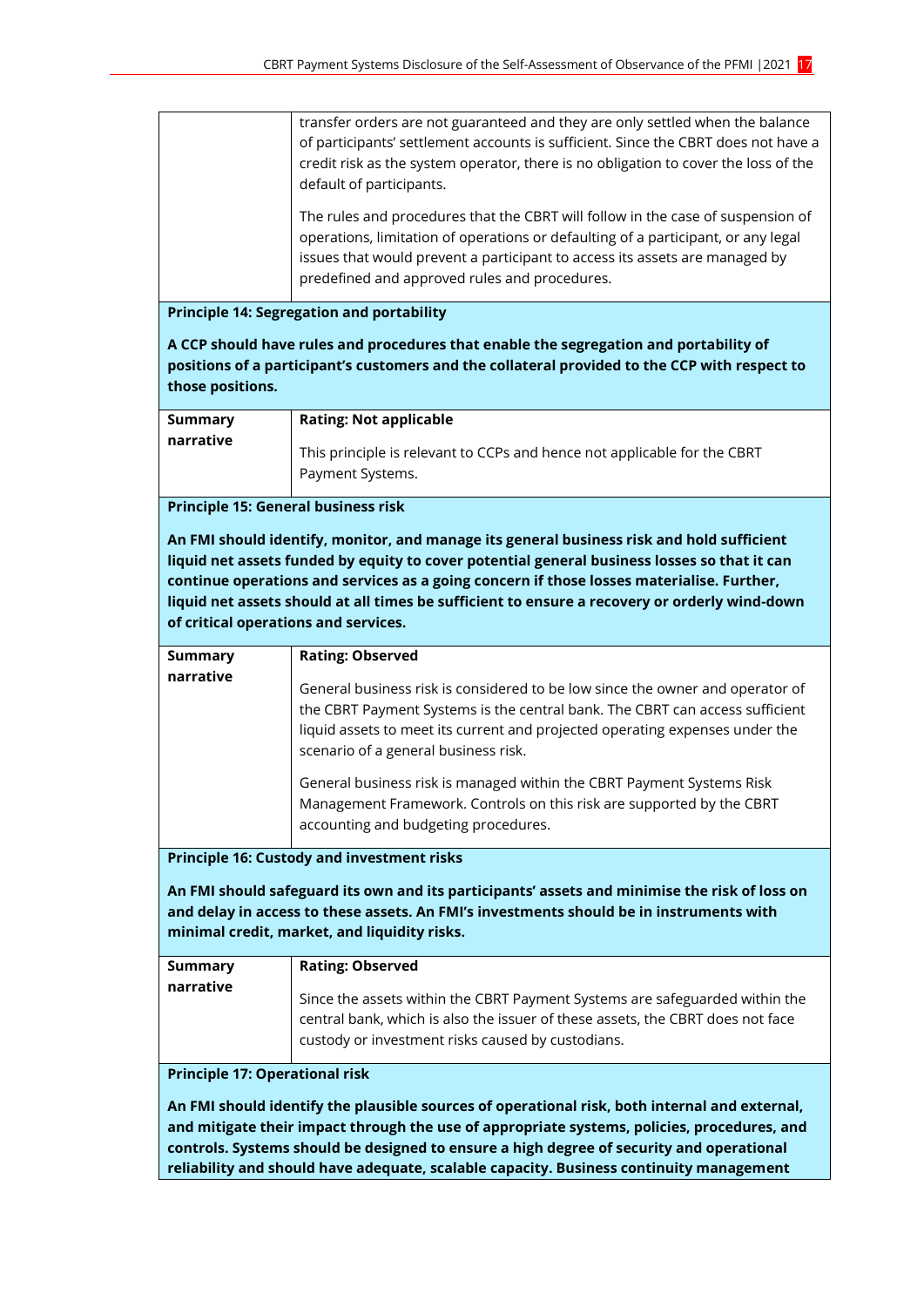| | |
|---|---|
| | transfer orders are not guaranteed and they are only settled when the balance of participants' settlement accounts is sufficient. Since the CBRT does not have a credit risk as the system operator, there is no obligation to cover the loss of the default of participants.<br><br>The rules and procedures that the CBRT will follow in the case of suspension of operations, limitation of operations or defaulting of a participant, or any legal issues that would prevent a participant to access its assets are managed by predefined and approved rules and procedures. |

**Principle 14: Segregation and portability**

**A CCP should have rules and procedures that enable the segregation and portability of positions of a participant's customers and the collateral provided to the CCP with respect to those positions.**

| | |
|---|---|
| **Summary narrative** | **Rating: Not applicable**<br><br>This principle is relevant to CCPs and hence not applicable for the CBRT Payment Systems. |

**Principle 15: General business risk**

**An FMI should identify, monitor, and manage its general business risk and hold sufficient liquid net assets funded by equity to cover potential general business losses so that it can continue operations and services as a going concern if those losses materialise. Further, liquid net assets should at all times be sufficient to ensure a recovery or orderly wind-down of critical operations and services.**

| | |
|---|---|
| **Summary narrative** | **Rating: Observed**<br><br>General business risk is considered to be low since the owner and operator of the CBRT Payment Systems is the central bank. The CBRT can access sufficient liquid assets to meet its current and projected operating expenses under the scenario of a general business risk.<br><br>General business risk is managed within the CBRT Payment Systems Risk Management Framework. Controls on this risk are supported by the CBRT accounting and budgeting procedures. |

**Principle 16: Custody and investment risks**

**An FMI should safeguard its own and its participants' assets and minimise the risk of loss on and delay in access to these assets. An FMI's investments should be in instruments with minimal credit, market, and liquidity risks.**

| | |
|---|---|
| **Summary narrative** | **Rating: Observed**<br><br>Since the assets within the CBRT Payment Systems are safeguarded within the central bank, which is also the issuer of these assets, the CBRT does not face custody or investment risks caused by custodians. |

**Principle 17: Operational risk**

**An FMI should identify the plausible sources of operational risk, both internal and external, and mitigate their impact through the use of appropriate systems, policies, procedures, and controls. Systems should be designed to ensure a high degree of security and operational reliability and should have adequate, scalable capacity. Business continuity management**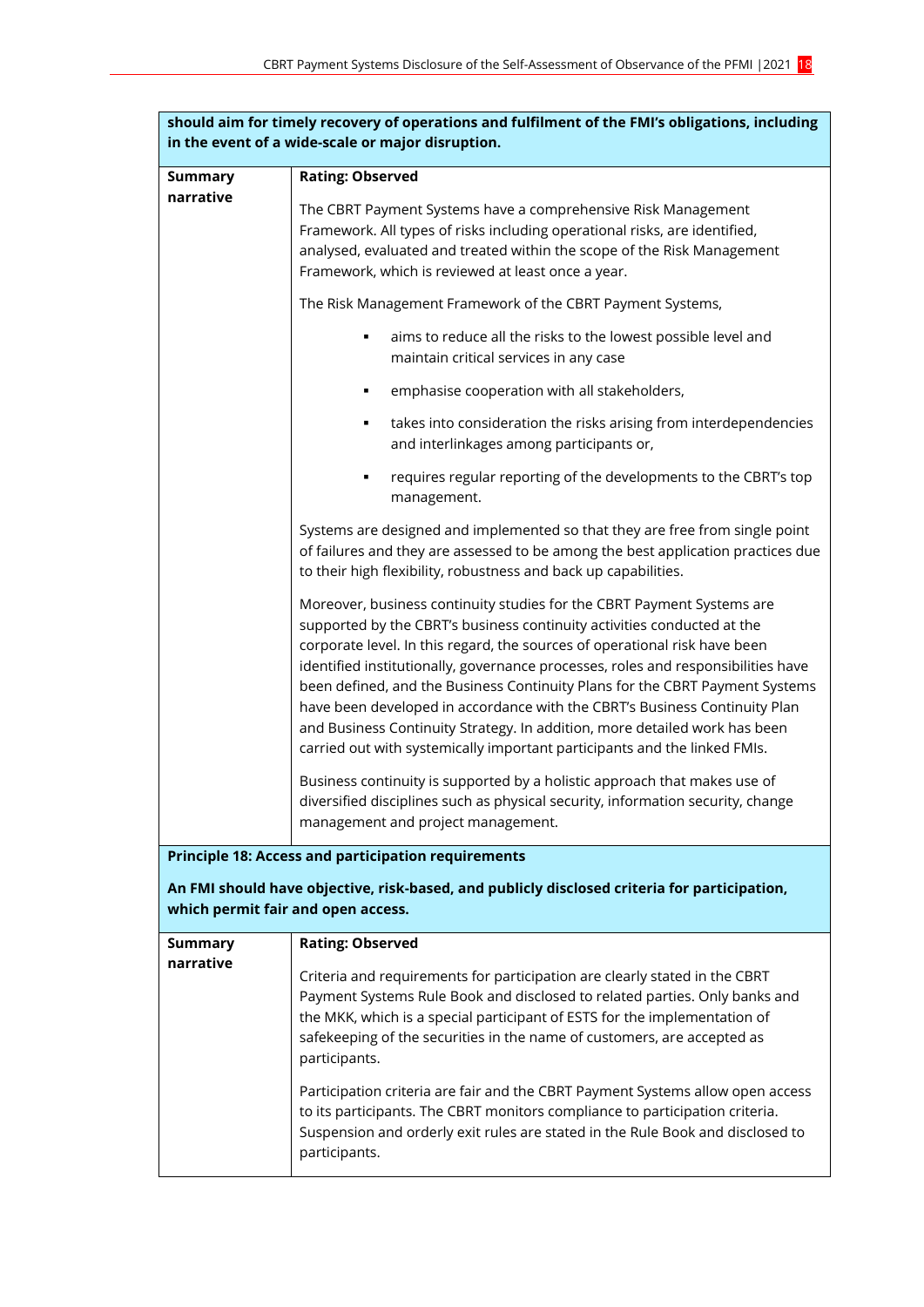| should aim for timely recovery of operations and fulfilment of the FMI's obligations, including in the event of a wide-scale or major disruption. | |
|---|---|
| **Summary narrative** | **Rating: Observed**<br><br>The CBRT Payment Systems have a comprehensive Risk Management Framework. All types of risks including operational risks, are identified, analysed, evaluated and treated within the scope of the Risk Management Framework, which is reviewed at least once a year.<br><br>The Risk Management Framework of the CBRT Payment Systems,<br><br>▪ aims to reduce all the risks to the lowest possible level and maintain critical services in any case<br>▪ emphasise cooperation with all stakeholders,<br>▪ takes into consideration the risks arising from interdependencies and interlinkages among participants or,<br>▪ requires regular reporting of the developments to the CBRT's top management.<br><br>Systems are designed and implemented so that they are free from single point of failures and they are assessed to be among the best application practices due to their high flexibility, robustness and back up capabilities.<br><br>Moreover, business continuity studies for the CBRT Payment Systems are supported by the CBRT's business continuity activities conducted at the corporate level. In this regard, the sources of operational risk have been identified institutionally, governance processes, roles and responsibilities have been defined, and the Business Continuity Plans for the CBRT Payment Systems have been developed in accordance with the CBRT's Business Continuity Plan and Business Continuity Strategy. In addition, more detailed work has been carried out with systemically important participants and the linked FMIs.<br><br>Business continuity is supported by a holistic approach that makes use of diversified disciplines such as physical security, information security, change management and project management. |
| **Principle 18: Access and participation requirements**<br><br>**An FMI should have objective, risk-based, and publicly disclosed criteria for participation, which permit fair and open access.** | |
| **Summary narrative** | **Rating: Observed**<br><br>Criteria and requirements for participation are clearly stated in the CBRT Payment Systems Rule Book and disclosed to related parties. Only banks and the MKK, which is a special participant of ESTS for the implementation of safekeeping of the securities in the name of customers, are accepted as participants.<br><br>Participation criteria are fair and the CBRT Payment Systems allow open access to its participants. The CBRT monitors compliance to participation criteria. Suspension and orderly exit rules are stated in the Rule Book and disclosed to participants. |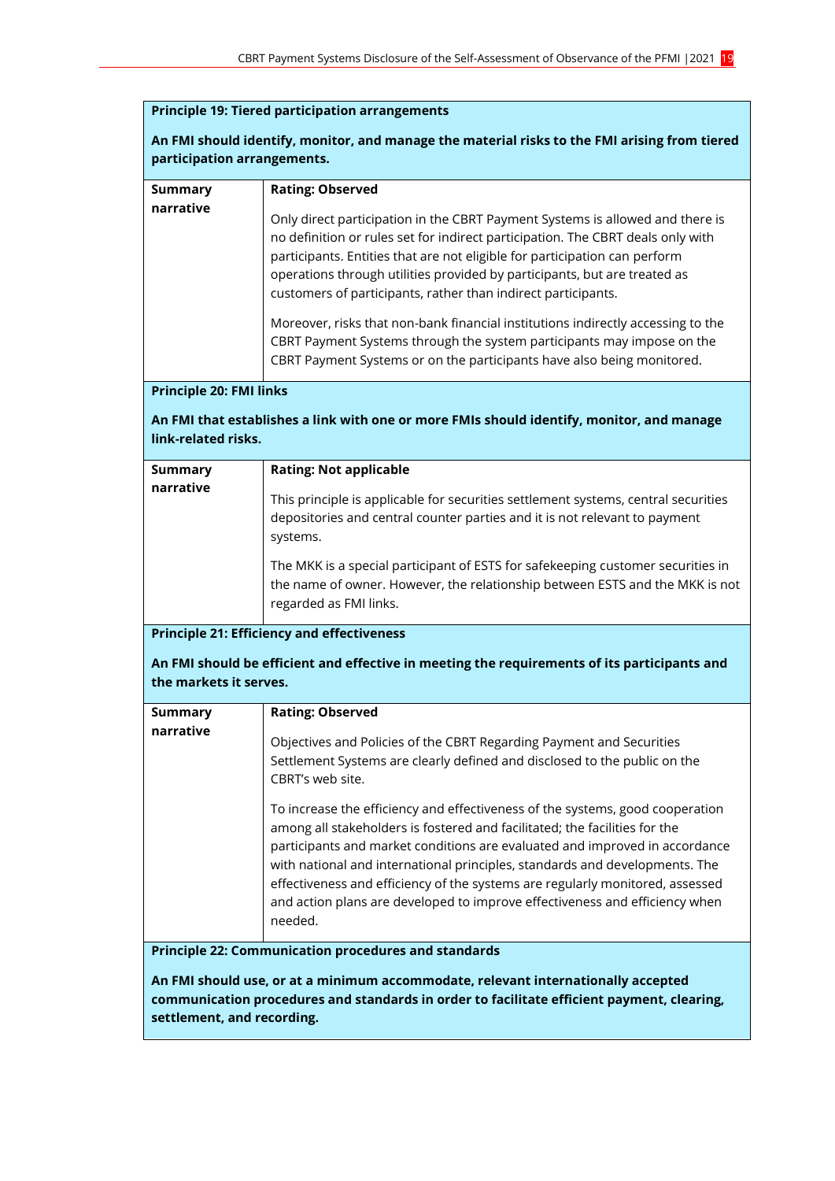**Principle 19: Tiered participation arrangements**

**An FMI should identify, monitor, and manage the material risks to the FMI arising from tiered participation arrangements.**

| **Summary narrative** | **Rating: Observed**<br><br>Only direct participation in the CBRT Payment Systems is allowed and there is no definition or rules set for indirect participation. The CBRT deals only with participants. Entities that are not eligible for participation can perform operations through utilities provided by participants, but are treated as customers of participants, rather than indirect participants.<br><br>Moreover, risks that non-bank financial institutions indirectly accessing to the CBRT Payment Systems through the system participants may impose on the CBRT Payment Systems or on the participants have also being monitored. |
|---|---|

**Principle 20: FMI links**

**An FMI that establishes a link with one or more FMIs should identify, monitor, and manage link-related risks.**

| **Summary narrative** | **Rating: Not applicable**<br><br>This principle is applicable for securities settlement systems, central securities depositories and central counter parties and it is not relevant to payment systems.<br><br>The MKK is a special participant of ESTS for safekeeping customer securities in the name of owner. However, the relationship between ESTS and the MKK is not regarded as FMI links. |
|---|---|

**Principle 21: Efficiency and effectiveness**

**An FMI should be efficient and effective in meeting the requirements of its participants and the markets it serves.**

| **Summary narrative** | **Rating: Observed**<br><br>Objectives and Policies of the CBRT Regarding Payment and Securities Settlement Systems are clearly defined and disclosed to the public on the CBRT's web site.<br><br>To increase the efficiency and effectiveness of the systems, good cooperation among all stakeholders is fostered and facilitated; the facilities for the participants and market conditions are evaluated and improved in accordance with national and international principles, standards and developments. The effectiveness and efficiency of the systems are regularly monitored, assessed and action plans are developed to improve effectiveness and efficiency when needed. |
|---|---|

**Principle 22: Communication procedures and standards**

**An FMI should use, or at a minimum accommodate, relevant internationally accepted communication procedures and standards in order to facilitate efficient payment, clearing, settlement, and recording.**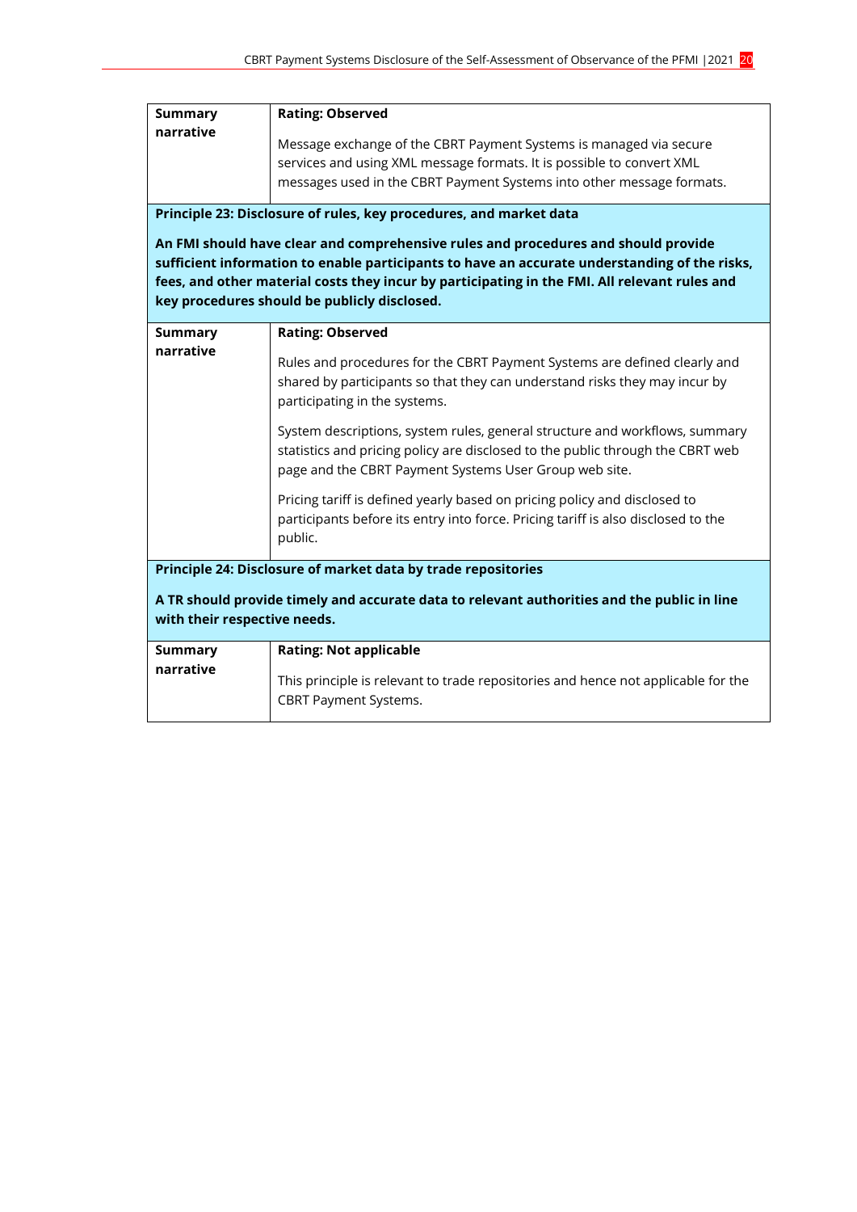| Summary narrative | **Rating: Observed**<br><br>Message exchange of the CBRT Payment Systems is managed via secure services and using XML message formats. It is possible to convert XML messages used in the CBRT Payment Systems into other message formats. |
|---|---|

**Principle 23: Disclosure of rules, key procedures, and market data**

**An FMI should have clear and comprehensive rules and procedures and should provide sufficient information to enable participants to have an accurate understanding of the risks, fees, and other material costs they incur by participating in the FMI. All relevant rules and key procedures should be publicly disclosed.**

| Summary narrative | **Rating: Observed**<br><br>Rules and procedures for the CBRT Payment Systems are defined clearly and shared by participants so that they can understand risks they may incur by participating in the systems.<br><br>System descriptions, system rules, general structure and workflows, summary statistics and pricing policy are disclosed to the public through the CBRT web page and the CBRT Payment Systems User Group web site.<br><br>Pricing tariff is defined yearly based on pricing policy and disclosed to participants before its entry into force. Pricing tariff is also disclosed to the public. |
|---|---|

**Principle 24: Disclosure of market data by trade repositories**

**A TR should provide timely and accurate data to relevant authorities and the public in line with their respective needs.**

| Summary narrative | **Rating: Not applicable**<br><br>This principle is relevant to trade repositories and hence not applicable for the CBRT Payment Systems. |
|---|---|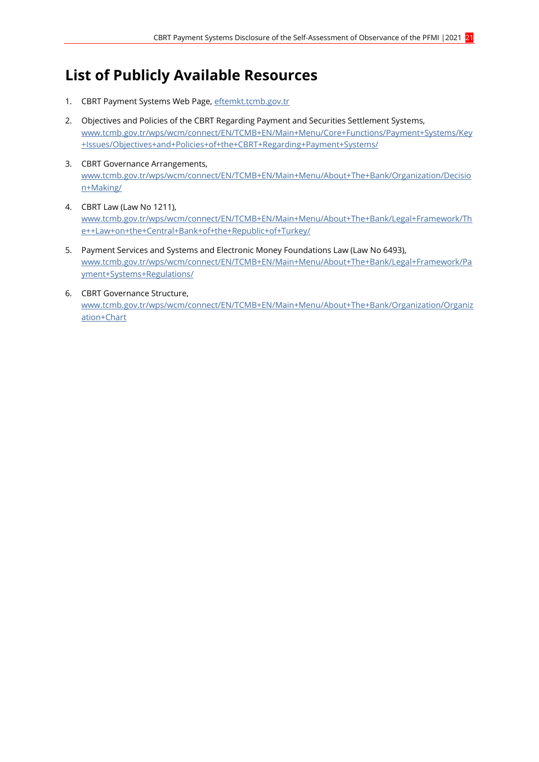# List of Publicly Available Resources

1. CBRT Payment Systems Web Page, eftemkt.tcmb.gov.tr
2. Objectives and Policies of the CBRT Regarding Payment and Securities Settlement Systems, www.tcmb.gov.tr/wps/wcm/connect/EN/TCMB+EN/Main+Menu/Core+Functions/Payment+Systems/Key+Issues/Objectives+and+Policies+of+the+CBRT+Regarding+Payment+Systems/
3. CBRT Governance Arrangements, www.tcmb.gov.tr/wps/wcm/connect/EN/TCMB+EN/Main+Menu/About+The+Bank/Organization/Decision+Making/
4. CBRT Law (Law No 1211), www.tcmb.gov.tr/wps/wcm/connect/EN/TCMB+EN/Main+Menu/About+The+Bank/Legal+Framework/The++Law+on+the+Central+Bank+of+the+Republic+of+Turkey/
5. Payment Services and Systems and Electronic Money Foundations Law (Law No 6493), www.tcmb.gov.tr/wps/wcm/connect/EN/TCMB+EN/Main+Menu/About+The+Bank/Legal+Framework/Payment+Systems+Regulations/
6. CBRT Governance Structure, www.tcmb.gov.tr/wps/wcm/connect/EN/TCMB+EN/Main+Menu/About+The+Bank/Organization/Organization+Chart